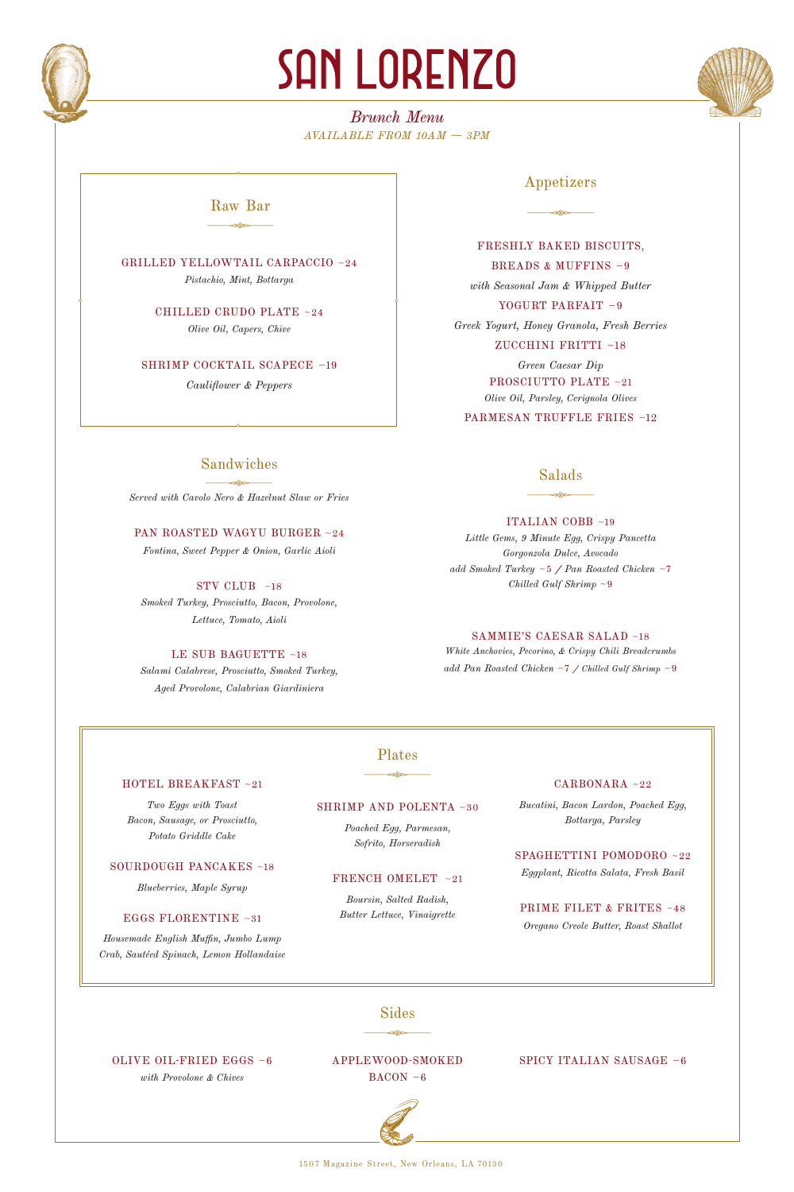# SAN LORENZO

*Brunch Menu*

*AVAILABLE FROM 10AM — 3PM*

## Raw Bar

GRILLED YELLOWTAIL CARPACCIO ~24

*Pistachio, Mint, Bottarga*

CHILLED CRUDO PLATE ~24

*Olive Oil, Capers, Chive*

SHRIMP COCKTAIL SCAPECE ~19

*Cauliflower & Peppers*

## Appetizers

FRESHLY BAKED BISCUITS, BREADS & MUFFINS ~9

*with Seasonal Jam & Whipped Butter*

YOGURT PARFAIT ~9

*Greek Yogurt, Honey Granola, Fresh Berries*

ZUCCHINI FRITTI ~18

*Green Caesar Dip*

PROSCIUTTO PLATE ~21

*Olive Oil, Parsley, Cerignola Olives*

PARMESAN TRUFFLE FRIES ~12

## Sandwiches

*Served with Cavolo Nero & Hazelnut Slaw or Fries*

PAN ROASTED WAGYU BURGER ~24

*Fontina, Sweet Pepper & Onion, Garlic Aioli*

STV CLUB ~18

*Smoked Turkey, Prosciutto, Bacon, Provolone, Lettuce, Tomato, Aioli*

LE SUB BAGUETTE ~18

*Salami Calabrese, Prosciutto, Smoked Turkey, Aged Provolone, Calabrian Giardiniera*

## Salads

ITALIAN COBB ~19

*Little Gems, 9 Minute Egg, Crispy Pancetta Gorgonzola Dulce, Avocado*

*add Smoked Turkey ~5 / Pan Roasted Chicken ~7 Chilled Gulf Shrimp ~9*

SAMMIE'S CAESAR SALAD ~18

*White Anchovies, Pecorino, & Crispy Chili Breadcrumbs*

*add Pan Roasted Chicken ~7 / Chilled Gulf Shrimp ~9*

## Plates

HOTEL BREAKFAST ~21

*Two Eggs with Toast Bacon, Sausage, or Prosciutto, Potato Griddle Cake*

SOURDOUGH PANCAKES ~18

*Blueberries, Maple Syrup*

EGGS FLORENTINE ~31

*Housemade English Muffin, Jumbo Lump Crab, Sautéed Spinach, Lemon Hollandaise*

SHRIMP AND POLENTA ~30

*Poached Egg, Parmesan, Sofrito, Horseradish*

FRENCH OMELET ~21

*Boursin, Salted Radish, Butter Lettuce, Vinaigrette*

CARBONARA ~22

*Bucatini, Bacon Lardon, Poached Egg, Bottarga, Parsley*

SPAGHETTINI POMODORO ~22

*Eggplant, Ricotta Salata, Fresh Basil*

PRIME FILET & FRITES ~48

*Oregano Creole Butter, Roast Shallot*

## Sides

OLIVE OIL-FRIED EGGS ~6

*with Provolone & Chives*

APPLEWOOD-SMOKED BACON ~6

SPICY ITALIAN SAUSAGE ~6

1507 Magazine Street, New Orleans, LA 70130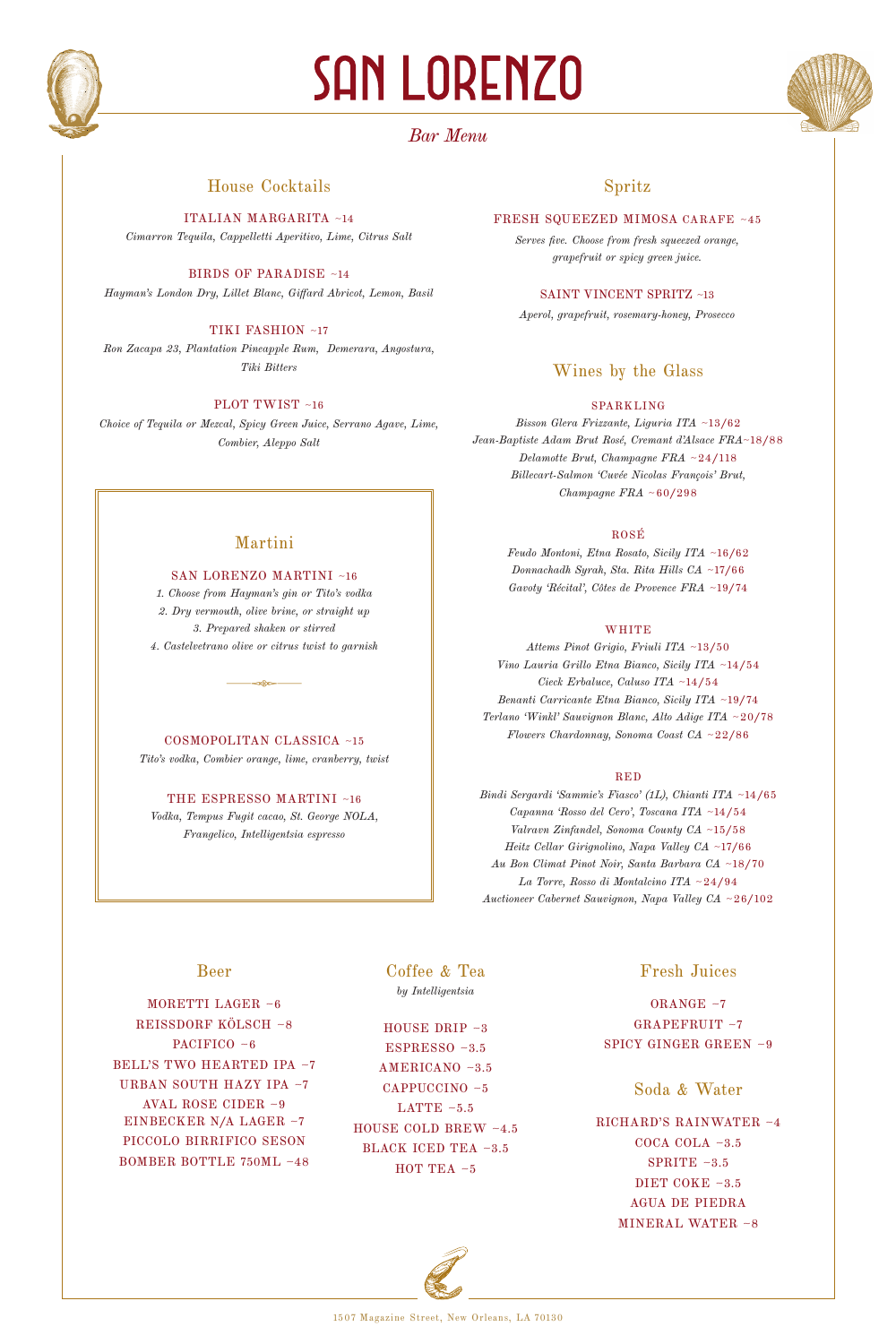# SAN LORENZO

*Bar Menu*

## House Cocktails

ITALIAN MARGARITA ~14
*Cimarron Tequila, Cappelletti Aperitivo, Lime, Citrus Salt*

BIRDS OF PARADISE ~14
*Hayman's London Dry, Lillet Blanc, Giffard Abricot, Lemon, Basil*

TIKI FASHION ~17
*Ron Zacapa 23, Plantation Pineapple Rum, Demerara, Angostura, Tiki Bitters*

PLOT TWIST ~16
*Choice of Tequila or Mezcal, Spicy Green Juice, Serrano Agave, Lime, Combier, Aleppo Salt*

## Martini

SAN LORENZO MARTINI ~16
*1. Choose from Hayman's gin or Tito's vodka*
*2. Dry vermouth, olive brine, or straight up*
*3. Prepared shaken or stirred*
*4. Castelvetrano olive or citrus twist to garnish*

COSMOPOLITAN CLASSICA ~15
*Tito's vodka, Combier orange, lime, cranberry, twist*

THE ESPRESSO MARTINI ~16
*Vodka, Tempus Fugit cacao, St. George NOLA, Frangelico, Intelligentsia espresso*

## Spritz

FRESH SQUEEZED MIMOSA CARAFE ~45
*Serves five. Choose from fresh squeezed orange, grapefruit or spicy green juice.*

SAINT VINCENT SPRITZ ~13
*Aperol, grapefruit, rosemary-honey, Prosecco*

## Wines by the Glass

### SPARKLING

*Bisson Glera Frizzante, Liguria ITA* ~13/62
*Jean-Baptiste Adam Brut Rosé, Cremant d'Alsace FRA*~18/88
*Delamotte Brut, Champagne FRA* ~24/118
*Billecart-Salmon 'Cuvée Nicolas François' Brut, Champagne FRA* ~60/298

### ROSÉ

*Feudo Montoni, Etna Rosato, Sicily ITA* ~16/62
*Donnachadh Syrah, Sta. Rita Hills CA* ~17/66
*Gavoty 'Récital', Côtes de Provence FRA* ~19/74

### WHITE

*Attems Pinot Grigio, Friuli ITA* ~13/50
*Vino Lauria Grillo Etna Bianco, Sicily ITA* ~14/54
*Cieck Erbaluce, Caluso ITA* ~14/54
*Benanti Carricante Etna Bianco, Sicily ITA* ~19/74
*Terlano 'Winkl' Sauvignon Blanc, Alto Adige ITA* ~20/78
*Flowers Chardonnay, Sonoma Coast CA* ~22/86

### RED

*Bindi Sergardi 'Sammie's Fiasco' (1L), Chianti ITA* ~14/65
*Capanna 'Rosso del Cero', Toscana ITA* ~14/54
*Valravn Zinfandel, Sonoma County CA* ~15/58
*Heitz Cellar Grignolino, Napa Valley CA* ~17/66
*Au Bon Climat Pinot Noir, Santa Barbara CA* ~18/70
*La Torre, Rosso di Montalcino ITA* ~24/94
*Auctioneer Cabernet Sauvignon, Napa Valley CA* ~26/102

## Beer

MORETTI LAGER ~6
REISSDORF KÖLSCH ~8
PACIFICO ~6
BELL'S TWO HEARTED IPA ~7
URBAN SOUTH HAZY IPA ~7
AVAL ROSE CIDER ~9
EINBECKER N/A LAGER ~7
PICCOLO BIRRIFICO SESON
BOMBER BOTTLE 750ML ~48

## Coffee & Tea

*by Intelligentsia*

HOUSE DRIP ~3
ESPRESSO ~3.5
AMERICANO ~3.5
CAPPUCCINO ~5
LATTE ~5.5
HOUSE COLD BREW ~4.5
BLACK ICED TEA ~3.5
HOT TEA ~5

## Fresh Juices

ORANGE ~7
GRAPEFRUIT ~7
SPICY GINGER GREEN ~9

## Soda & Water

RICHARD'S RAINWATER ~4
COCA COLA ~3.5
SPRITE ~3.5
DIET COKE ~3.5
AGUA DE PIEDRA
MINERAL WATER ~8

1507 Magazine Street, New Orleans, LA 70130